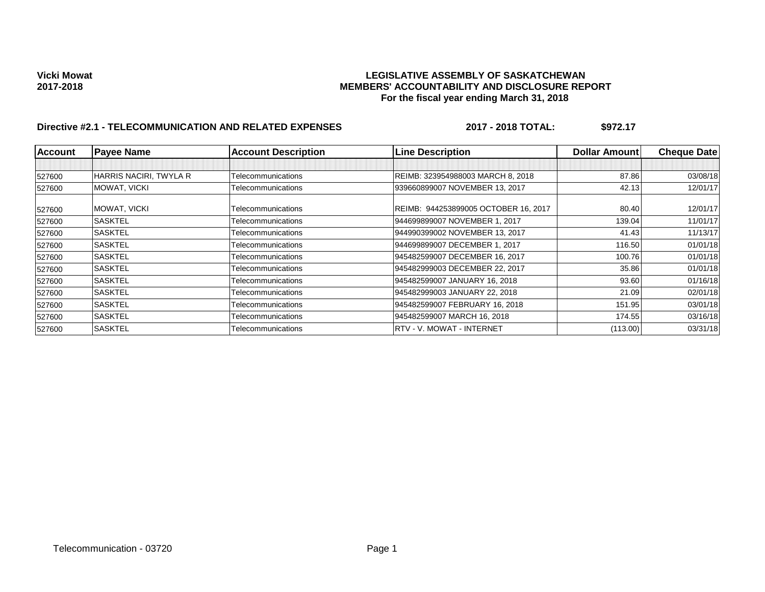**Vicki Mowat**
**2017-2018**

**LEGISLATIVE ASSEMBLY OF SASKATCHEWAN**
**MEMBERS' ACCOUNTABILITY AND DISCLOSURE REPORT**
**For the fiscal year ending March 31, 2018**

**Directive #2.1 - TELECOMMUNICATION AND RELATED EXPENSES** **2017 - 2018 TOTAL: $972.17**

| Account | Payee Name | Account Description | Line Description | Dollar Amount | Cheque Date |
|---|---|---|---|---|---|
| | | | | | |
| 527600 | HARRIS NACIRI, TWYLA R | Telecommunications | REIMB: 323954988003 MARCH 8, 2018 | 87.86 | 03/08/18 |
| 527600 | MOWAT, VICKI | Telecommunications | 939660899007 NOVEMBER 13, 2017 | 42.13 | 12/01/17 |
| 527600 | MOWAT, VICKI | Telecommunications | REIMB: 944253899005 OCTOBER 16, 2017 | 80.40 | 12/01/17 |
| 527600 | SASKTEL | Telecommunications | 944699899007 NOVEMBER 1, 2017 | 139.04 | 11/01/17 |
| 527600 | SASKTEL | Telecommunications | 944990399002 NOVEMBER 13, 2017 | 41.43 | 11/13/17 |
| 527600 | SASKTEL | Telecommunications | 944699899007 DECEMBER 1, 2017 | 116.50 | 01/01/18 |
| 527600 | SASKTEL | Telecommunications | 945482599007 DECEMBER 16, 2017 | 100.76 | 01/01/18 |
| 527600 | SASKTEL | Telecommunications | 945482999003 DECEMBER 22, 2017 | 35.86 | 01/01/18 |
| 527600 | SASKTEL | Telecommunications | 945482599007 JANUARY 16, 2018 | 93.60 | 01/16/18 |
| 527600 | SASKTEL | Telecommunications | 945482999003 JANUARY 22, 2018 | 21.09 | 02/01/18 |
| 527600 | SASKTEL | Telecommunications | 945482599007 FEBRUARY 16, 2018 | 151.95 | 03/01/18 |
| 527600 | SASKTEL | Telecommunications | 945482599007 MARCH 16, 2018 | 174.55 | 03/16/18 |
| 527600 | SASKTEL | Telecommunications | RTV - V. MOWAT - INTERNET | (113.00) | 03/31/18 |

Telecommunication - 03720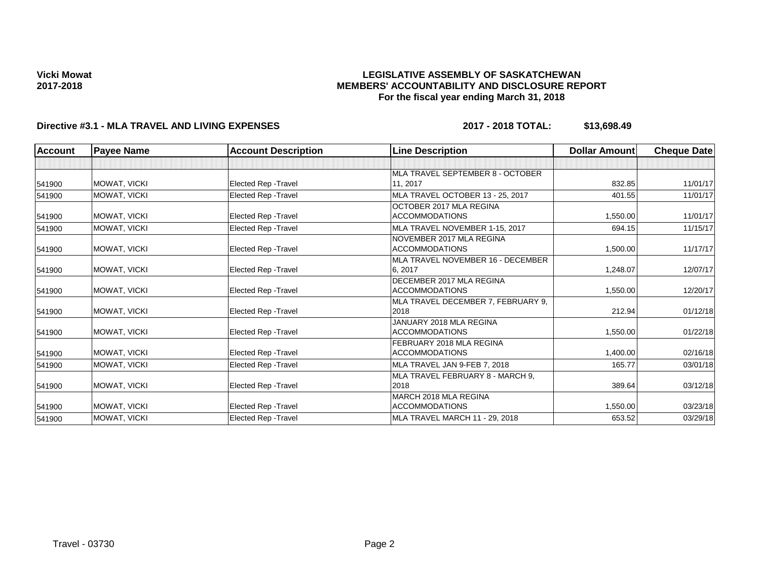Vicki Mowat
2017-2018

**LEGISLATIVE ASSEMBLY OF SASKATCHEWAN**
**MEMBERS' ACCOUNTABILITY AND DISCLOSURE REPORT**
**For the fiscal year ending March 31, 2018**

**Directive #3.1 - MLA TRAVEL AND LIVING EXPENSES** **2017 - 2018 TOTAL: $13,698.49**

| Account | Payee Name | Account Description | Line Description | Dollar Amount | Cheque Date |
|---|---|---|---|---|---|
| | | | | | |
| 541900 | MOWAT, VICKI | Elected Rep -Travel | MLA TRAVEL SEPTEMBER 8 - OCTOBER 11, 2017 | 832.85 | 11/01/17 |
| 541900 | MOWAT, VICKI | Elected Rep -Travel | MLA TRAVEL OCTOBER 13 - 25, 2017 | 401.55 | 11/01/17 |
| 541900 | MOWAT, VICKI | Elected Rep -Travel | OCTOBER 2017 MLA REGINA ACCOMMODATIONS | 1,550.00 | 11/01/17 |
| 541900 | MOWAT, VICKI | Elected Rep -Travel | MLA TRAVEL NOVEMBER 1-15, 2017 | 694.15 | 11/15/17 |
| 541900 | MOWAT, VICKI | Elected Rep -Travel | NOVEMBER 2017 MLA REGINA ACCOMMODATIONS | 1,500.00 | 11/17/17 |
| 541900 | MOWAT, VICKI | Elected Rep -Travel | MLA TRAVEL NOVEMBER 16 - DECEMBER 6, 2017 | 1,248.07 | 12/07/17 |
| 541900 | MOWAT, VICKI | Elected Rep -Travel | DECEMBER 2017 MLA REGINA ACCOMMODATIONS | 1,550.00 | 12/20/17 |
| 541900 | MOWAT, VICKI | Elected Rep -Travel | MLA TRAVEL DECEMBER 7, FEBRUARY 9, 2018 | 212.94 | 01/12/18 |
| 541900 | MOWAT, VICKI | Elected Rep -Travel | JANUARY 2018 MLA REGINA ACCOMMODATIONS | 1,550.00 | 01/22/18 |
| 541900 | MOWAT, VICKI | Elected Rep -Travel | FEBRUARY 2018 MLA REGINA ACCOMMODATIONS | 1,400.00 | 02/16/18 |
| 541900 | MOWAT, VICKI | Elected Rep -Travel | MLA TRAVEL JAN 9-FEB 7, 2018 | 165.77 | 03/01/18 |
| 541900 | MOWAT, VICKI | Elected Rep -Travel | MLA TRAVEL FEBRUARY 8 - MARCH 9, 2018 | 389.64 | 03/12/18 |
| 541900 | MOWAT, VICKI | Elected Rep -Travel | MARCH 2018 MLA REGINA ACCOMMODATIONS | 1,550.00 | 03/23/18 |
| 541900 | MOWAT, VICKI | Elected Rep -Travel | MLA TRAVEL MARCH 11 - 29, 2018 | 653.52 | 03/29/18 |

Travel - 03730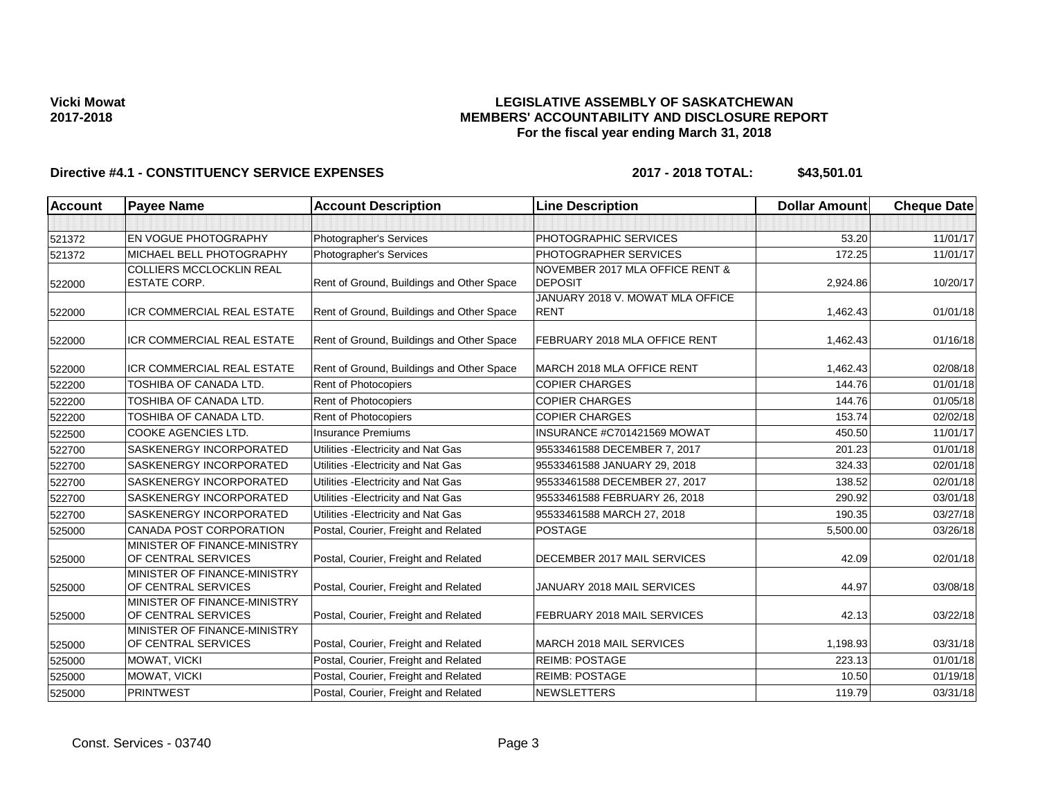**Vicki Mowat**
**2017-2018**

# LEGISLATIVE ASSEMBLY OF SASKATCHEWAN
## MEMBERS' ACCOUNTABILITY AND DISCLOSURE REPORT
### For the fiscal year ending March 31, 2018

**Directive #4.1 - CONSTITUENCY SERVICE EXPENSES** **2017 - 2018 TOTAL: $43,501.01**

| Account | Payee Name | Account Description | Line Description | Dollar Amount | Cheque Date |
|---|---|---|---|---|---|
| | | | | | |
| 521372 | EN VOGUE PHOTOGRAPHY | Photographer's Services | PHOTOGRAPHIC SERVICES | 53.20 | 11/01/17 |
| 521372 | MICHAEL BELL PHOTOGRAPHY | Photographer's Services | PHOTOGRAPHER SERVICES | 172.25 | 11/01/17 |
| 522000 | COLLIERS MCCLOCKLIN REAL ESTATE CORP. | Rent of Ground, Buildings and Other Space | NOVEMBER 2017 MLA OFFICE RENT & DEPOSIT | 2,924.86 | 10/20/17 |
| 522000 | ICR COMMERCIAL REAL ESTATE | Rent of Ground, Buildings and Other Space | JANUARY 2018 V. MOWAT MLA OFFICE RENT | 1,462.43 | 01/01/18 |
| 522000 | ICR COMMERCIAL REAL ESTATE | Rent of Ground, Buildings and Other Space | FEBRUARY 2018 MLA OFFICE RENT | 1,462.43 | 01/16/18 |
| 522000 | ICR COMMERCIAL REAL ESTATE | Rent of Ground, Buildings and Other Space | MARCH 2018 MLA OFFICE RENT | 1,462.43 | 02/08/18 |
| 522200 | TOSHIBA OF CANADA LTD. | Rent of Photocopiers | COPIER CHARGES | 144.76 | 01/01/18 |
| 522200 | TOSHIBA OF CANADA LTD. | Rent of Photocopiers | COPIER CHARGES | 144.76 | 01/05/18 |
| 522200 | TOSHIBA OF CANADA LTD. | Rent of Photocopiers | COPIER CHARGES | 153.74 | 02/02/18 |
| 522500 | COOKE AGENCIES LTD. | Insurance Premiums | INSURANCE #C701421569 MOWAT | 450.50 | 11/01/17 |
| 522700 | SASKENERGY INCORPORATED | Utilities -Electricity and Nat Gas | 95533461588 DECEMBER 7, 2017 | 201.23 | 01/01/18 |
| 522700 | SASKENERGY INCORPORATED | Utilities -Electricity and Nat Gas | 95533461588 JANUARY 29, 2018 | 324.33 | 02/01/18 |
| 522700 | SASKENERGY INCORPORATED | Utilities -Electricity and Nat Gas | 95533461588 DECEMBER 27, 2017 | 138.52 | 02/01/18 |
| 522700 | SASKENERGY INCORPORATED | Utilities -Electricity and Nat Gas | 95533461588 FEBRUARY 26, 2018 | 290.92 | 03/01/18 |
| 522700 | SASKENERGY INCORPORATED | Utilities -Electricity and Nat Gas | 95533461588 MARCH 27, 2018 | 190.35 | 03/27/18 |
| 525000 | CANADA POST CORPORATION | Postal, Courier, Freight and Related | POSTAGE | 5,500.00 | 03/26/18 |
| 525000 | MINISTER OF FINANCE-MINISTRY OF CENTRAL SERVICES | Postal, Courier, Freight and Related | DECEMBER 2017 MAIL SERVICES | 42.09 | 02/01/18 |
| 525000 | MINISTER OF FINANCE-MINISTRY OF CENTRAL SERVICES | Postal, Courier, Freight and Related | JANUARY 2018 MAIL SERVICES | 44.97 | 03/08/18 |
| 525000 | MINISTER OF FINANCE-MINISTRY OF CENTRAL SERVICES | Postal, Courier, Freight and Related | FEBRUARY 2018 MAIL SERVICES | 42.13 | 03/22/18 |
| 525000 | MINISTER OF FINANCE-MINISTRY OF CENTRAL SERVICES | Postal, Courier, Freight and Related | MARCH 2018 MAIL SERVICES | 1,198.93 | 03/31/18 |
| 525000 | MOWAT, VICKI | Postal, Courier, Freight and Related | REIMB: POSTAGE | 223.13 | 01/01/18 |
| 525000 | MOWAT, VICKI | Postal, Courier, Freight and Related | REIMB: POSTAGE | 10.50 | 01/19/18 |
| 525000 | PRINTWEST | Postal, Courier, Freight and Related | NEWSLETTERS | 119.79 | 03/31/18 |

Const. Services - 03740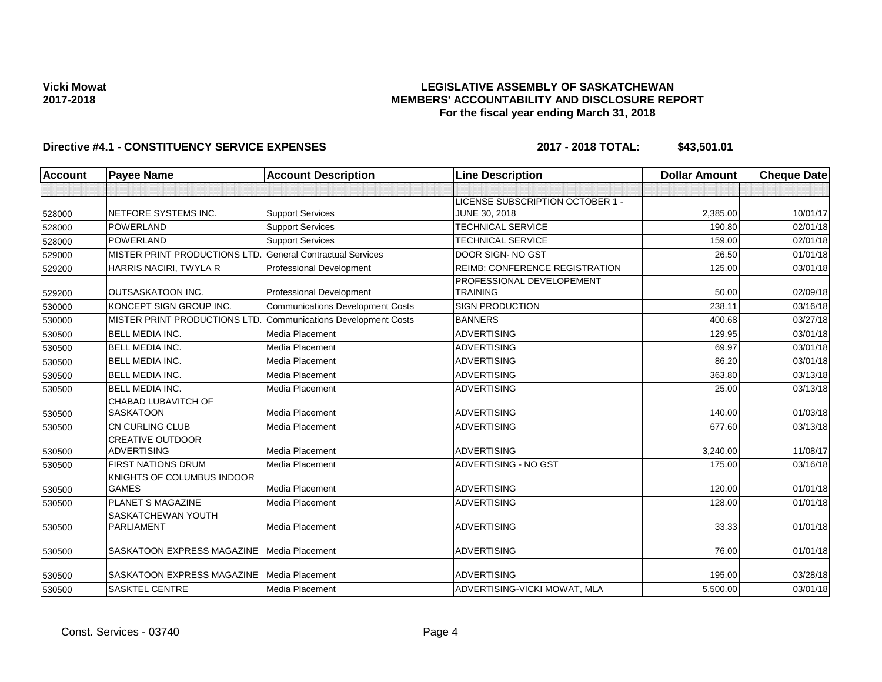**Vicki Mowat**
**2017-2018**

# LEGISLATIVE ASSEMBLY OF SASKATCHEWAN
## MEMBERS' ACCOUNTABILITY AND DISCLOSURE REPORT
### For the fiscal year ending March 31, 2018

**Directive #4.1 - CONSTITUENCY SERVICE EXPENSES** **2017 - 2018 TOTAL: $43,501.01**

| Account | Payee Name | Account Description | Line Description | Dollar Amount | Cheque Date |
|---|---|---|---|---|---|
| | | | | | |
| 528000 | NETFORE SYSTEMS INC. | Support Services | LICENSE SUBSCRIPTION OCTOBER 1 - JUNE 30, 2018 | 2,385.00 | 10/01/17 |
| 528000 | POWERLAND | Support Services | TECHNICAL SERVICE | 190.80 | 02/01/18 |
| 528000 | POWERLAND | Support Services | TECHNICAL SERVICE | 159.00 | 02/01/18 |
| 529000 | MISTER PRINT PRODUCTIONS LTD. | General Contractual Services | DOOR SIGN- NO GST | 26.50 | 01/01/18 |
| 529200 | HARRIS NACIRI, TWYLA R | Professional Development | REIMB: CONFERENCE REGISTRATION | 125.00 | 03/01/18 |
| 529200 | OUTSASKATOON INC. | Professional Development | PROFESSIONAL DEVELOPEMENT TRAINING | 50.00 | 02/09/18 |
| 530000 | KONCEPT SIGN GROUP INC. | Communications Development Costs | SIGN PRODUCTION | 238.11 | 03/16/18 |
| 530000 | MISTER PRINT PRODUCTIONS LTD. | Communications Development Costs | BANNERS | 400.68 | 03/27/18 |
| 530500 | BELL MEDIA INC. | Media Placement | ADVERTISING | 129.95 | 03/01/18 |
| 530500 | BELL MEDIA INC. | Media Placement | ADVERTISING | 69.97 | 03/01/18 |
| 530500 | BELL MEDIA INC. | Media Placement | ADVERTISING | 86.20 | 03/01/18 |
| 530500 | BELL MEDIA INC. | Media Placement | ADVERTISING | 363.80 | 03/13/18 |
| 530500 | BELL MEDIA INC. | Media Placement | ADVERTISING | 25.00 | 03/13/18 |
| 530500 | CHABAD LUBAVITCH OF SASKATOON | Media Placement | ADVERTISING | 140.00 | 01/03/18 |
| 530500 | CN CURLING CLUB | Media Placement | ADVERTISING | 677.60 | 03/13/18 |
| 530500 | CREATIVE OUTDOOR ADVERTISING | Media Placement | ADVERTISING | 3,240.00 | 11/08/17 |
| 530500 | FIRST NATIONS DRUM | Media Placement | ADVERTISING - NO GST | 175.00 | 03/16/18 |
| 530500 | KNIGHTS OF COLUMBUS INDOOR GAMES | Media Placement | ADVERTISING | 120.00 | 01/01/18 |
| 530500 | PLANET S MAGAZINE | Media Placement | ADVERTISING | 128.00 | 01/01/18 |
| 530500 | SASKATCHEWAN YOUTH PARLIAMENT | Media Placement | ADVERTISING | 33.33 | 01/01/18 |
| 530500 | SASKATOON EXPRESS MAGAZINE | Media Placement | ADVERTISING | 76.00 | 01/01/18 |
| 530500 | SASKATOON EXPRESS MAGAZINE | Media Placement | ADVERTISING | 195.00 | 03/28/18 |
| 530500 | SASKTEL CENTRE | Media Placement | ADVERTISING-VICKI MOWAT, MLA | 5,500.00 | 03/01/18 |

Const. Services - 03740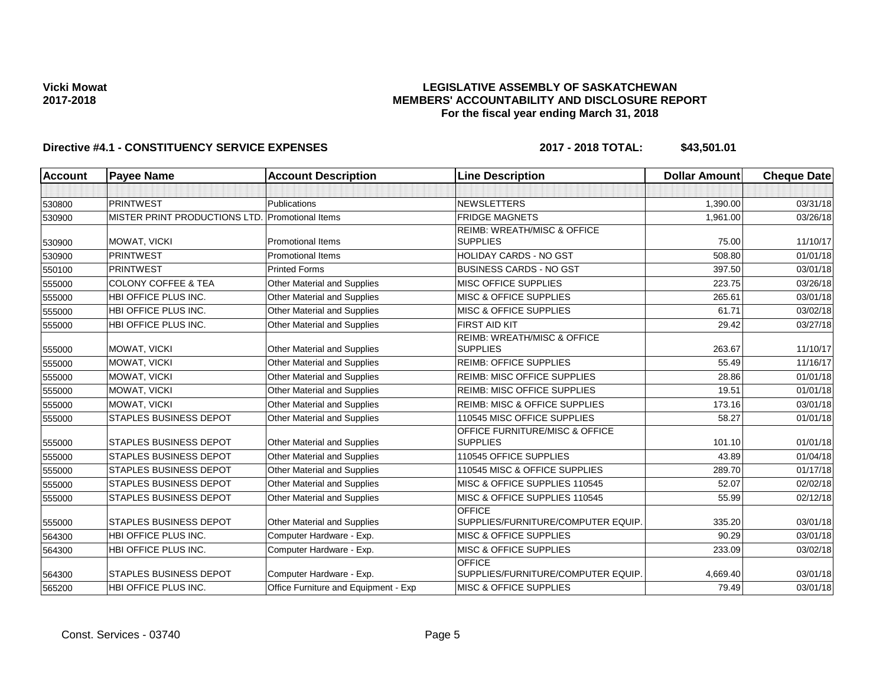**Vicki Mowat**
**2017-2018**

**LEGISLATIVE ASSEMBLY OF SASKATCHEWAN**
**MEMBERS' ACCOUNTABILITY AND DISCLOSURE REPORT**
**For the fiscal year ending March 31, 2018**

**Directive #4.1 - CONSTITUENCY SERVICE EXPENSES** **2017 - 2018 TOTAL: $43,501.01**

| Account | Payee Name | Account Description | Line Description | Dollar Amount | Cheque Date |
|---|---|---|---|---|---|
| | | | | | |
| 530800 | PRINTWEST | Publications | NEWSLETTERS | 1,390.00 | 03/31/18 |
| 530900 | MISTER PRINT PRODUCTIONS LTD. | Promotional Items | FRIDGE MAGNETS | 1,961.00 | 03/26/18 |
| 530900 | MOWAT, VICKI | Promotional Items | REIMB: WREATH/MISC & OFFICE SUPPLIES | 75.00 | 11/10/17 |
| 530900 | PRINTWEST | Promotional Items | HOLIDAY CARDS - NO GST | 508.80 | 01/01/18 |
| 550100 | PRINTWEST | Printed Forms | BUSINESS CARDS - NO GST | 397.50 | 03/01/18 |
| 555000 | COLONY COFFEE & TEA | Other Material and Supplies | MISC OFFICE SUPPLIES | 223.75 | 03/26/18 |
| 555000 | HBI OFFICE PLUS INC. | Other Material and Supplies | MISC & OFFICE SUPPLIES | 265.61 | 03/01/18 |
| 555000 | HBI OFFICE PLUS INC. | Other Material and Supplies | MISC & OFFICE SUPPLIES | 61.71 | 03/02/18 |
| 555000 | HBI OFFICE PLUS INC. | Other Material and Supplies | FIRST AID KIT | 29.42 | 03/27/18 |
| 555000 | MOWAT, VICKI | Other Material and Supplies | REIMB: WREATH/MISC & OFFICE SUPPLIES | 263.67 | 11/10/17 |
| 555000 | MOWAT, VICKI | Other Material and Supplies | REIMB: OFFICE SUPPLIES | 55.49 | 11/16/17 |
| 555000 | MOWAT, VICKI | Other Material and Supplies | REIMB: MISC OFFICE SUPPLIES | 28.86 | 01/01/18 |
| 555000 | MOWAT, VICKI | Other Material and Supplies | REIMB: MISC OFFICE SUPPLIES | 19.51 | 01/01/18 |
| 555000 | MOWAT, VICKI | Other Material and Supplies | REIMB: MISC & OFFICE SUPPLIES | 173.16 | 03/01/18 |
| 555000 | STAPLES BUSINESS DEPOT | Other Material and Supplies | 110545 MISC OFFICE SUPPLIES | 58.27 | 01/01/18 |
| 555000 | STAPLES BUSINESS DEPOT | Other Material and Supplies | OFFICE FURNITURE/MISC & OFFICE SUPPLIES | 101.10 | 01/01/18 |
| 555000 | STAPLES BUSINESS DEPOT | Other Material and Supplies | 110545 OFFICE SUPPLIES | 43.89 | 01/04/18 |
| 555000 | STAPLES BUSINESS DEPOT | Other Material and Supplies | 110545 MISC & OFFICE SUPPLIES | 289.70 | 01/17/18 |
| 555000 | STAPLES BUSINESS DEPOT | Other Material and Supplies | MISC & OFFICE SUPPLIES 110545 | 52.07 | 02/02/18 |
| 555000 | STAPLES BUSINESS DEPOT | Other Material and Supplies | MISC & OFFICE SUPPLIES 110545 | 55.99 | 02/12/18 |
| 555000 | STAPLES BUSINESS DEPOT | Other Material and Supplies | OFFICE SUPPLIES/FURNITURE/COMPUTER EQUIP. | 335.20 | 03/01/18 |
| 564300 | HBI OFFICE PLUS INC. | Computer Hardware - Exp. | MISC & OFFICE SUPPLIES | 90.29 | 03/01/18 |
| 564300 | HBI OFFICE PLUS INC. | Computer Hardware - Exp. | MISC & OFFICE SUPPLIES | 233.09 | 03/02/18 |
| 564300 | STAPLES BUSINESS DEPOT | Computer Hardware - Exp. | OFFICE SUPPLIES/FURNITURE/COMPUTER EQUIP. | 4,669.40 | 03/01/18 |
| 565200 | HBI OFFICE PLUS INC. | Office Furniture and Equipment - Exp | MISC & OFFICE SUPPLIES | 79.49 | 03/01/18 |

Const. Services - 03740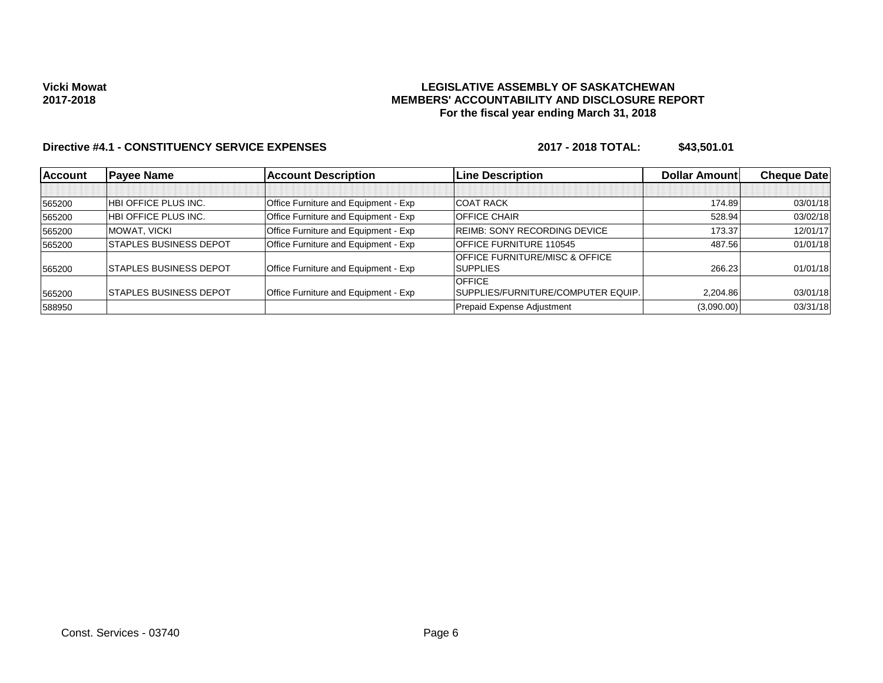Vicki Mowat
2017-2018

**LEGISLATIVE ASSEMBLY OF SASKATCHEWAN**
**MEMBERS' ACCOUNTABILITY AND DISCLOSURE REPORT**
**For the fiscal year ending March 31, 2018**

**Directive #4.1 - CONSTITUENCY SERVICE EXPENSES** **2017 - 2018 TOTAL: $43,501.01**

| Account | Payee Name | Account Description | Line Description | Dollar Amount | Cheque Date |
|---|---|---|---|---|---|
| | | | | | |
| 565200 | HBI OFFICE PLUS INC. | Office Furniture and Equipment - Exp | COAT RACK | 174.89 | 03/01/18 |
| 565200 | HBI OFFICE PLUS INC. | Office Furniture and Equipment - Exp | OFFICE CHAIR | 528.94 | 03/02/18 |
| 565200 | MOWAT, VICKI | Office Furniture and Equipment - Exp | REIMB: SONY RECORDING DEVICE | 173.37 | 12/01/17 |
| 565200 | STAPLES BUSINESS DEPOT | Office Furniture and Equipment - Exp | OFFICE FURNITURE 110545 | 487.56 | 01/01/18 |
| 565200 | STAPLES BUSINESS DEPOT | Office Furniture and Equipment - Exp | OFFICE FURNITURE/MISC & OFFICE SUPPLIES | 266.23 | 01/01/18 |
| 565200 | STAPLES BUSINESS DEPOT | Office Furniture and Equipment - Exp | OFFICE SUPPLIES/FURNITURE/COMPUTER EQUIP. | 2,204.86 | 03/01/18 |
| 588950 | | | Prepaid Expense Adjustment | (3,090.00) | 03/31/18 |

Const. Services - 03740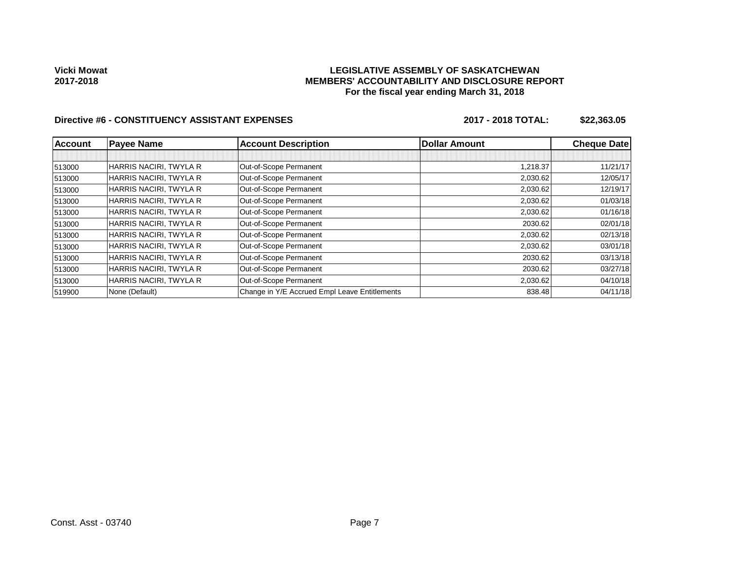**Vicki Mowat**
**2017-2018**

# LEGISLATIVE ASSEMBLY OF SASKATCHEWAN
## MEMBERS' ACCOUNTABILITY AND DISCLOSURE REPORT
### For the fiscal year ending March 31, 2018

**Directive #6 - CONSTITUENCY ASSISTANT EXPENSES** **2017 - 2018 TOTAL: $22,363.05**

| Account | Payee Name | Account Description | Dollar Amount | Cheque Date |
|---|---|---|---|---|
| | | | | |
| 513000 | HARRIS NACIRI, TWYLA R | Out-of-Scope Permanent | 1,218.37 | 11/21/17 |
| 513000 | HARRIS NACIRI, TWYLA R | Out-of-Scope Permanent | 2,030.62 | 12/05/17 |
| 513000 | HARRIS NACIRI, TWYLA R | Out-of-Scope Permanent | 2,030.62 | 12/19/17 |
| 513000 | HARRIS NACIRI, TWYLA R | Out-of-Scope Permanent | 2,030.62 | 01/03/18 |
| 513000 | HARRIS NACIRI, TWYLA R | Out-of-Scope Permanent | 2,030.62 | 01/16/18 |
| 513000 | HARRIS NACIRI, TWYLA R | Out-of-Scope Permanent | 2030.62 | 02/01/18 |
| 513000 | HARRIS NACIRI, TWYLA R | Out-of-Scope Permanent | 2,030.62 | 02/13/18 |
| 513000 | HARRIS NACIRI, TWYLA R | Out-of-Scope Permanent | 2,030.62 | 03/01/18 |
| 513000 | HARRIS NACIRI, TWYLA R | Out-of-Scope Permanent | 2030.62 | 03/13/18 |
| 513000 | HARRIS NACIRI, TWYLA R | Out-of-Scope Permanent | 2030.62 | 03/27/18 |
| 513000 | HARRIS NACIRI, TWYLA R | Out-of-Scope Permanent | 2,030.62 | 04/10/18 |
| 519900 | None (Default) | Change in Y/E Accrued Empl Leave Entitlements | 838.48 | 04/11/18 |

Const. Asst - 03740